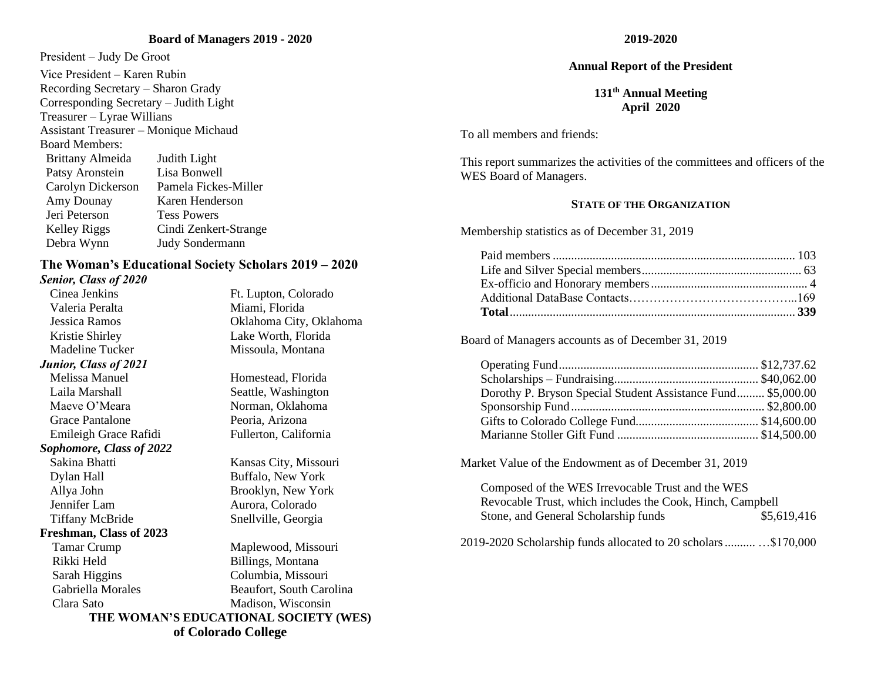## Board of Managers 2019 - 2020

President – Judy De Groot

Vice President – Karen Rubin

Recording Secretary – Sharon Grady

Corresponding Secretary – Judith Light

Treasurer – Lyrae Willians

Assistant Treasurer – Monique Michaud

Board Members:

| | |
|---|---|
| Brittany Almeida | Judith Light |
| Patsy Aronstein | Lisa Bonwell |
| Carolyn Dickerson | Pamela Fickes-Miller |
| Amy Dounay | Karen Henderson |
| Jeri Peterson | Tess Powers |
| Kelley Riggs | Cindi Zenkert-Strange |
| Debra Wynn | Judy Sondermann |

## The Woman's Educational Society Scholars 2019 – 2020

***Senior, Class of 2020***

| | |
|---|---|
| Cinea Jenkins | Ft. Lupton, Colorado |
| Valeria Peralta | Miami, Florida |
| Jessica Ramos | Oklahoma City, Oklahoma |
| Kristie Shirley | Lake Worth, Florida |
| Madeline Tucker | Missoula, Montana |

***Junior, Class of 2021***

| | |
|---|---|
| Melissa Manuel | Homestead, Florida |
| Laila Marshall | Seattle, Washington |
| Maeve O'Meara | Norman, Oklahoma |
| Grace Pantalone | Peoria, Arizona |
| Emileigh Grace Rafidi | Fullerton, California |

***Sophomore, Class of 2022***

| | |
|---|---|
| Sakina Bhatti | Kansas City, Missouri |
| Dylan Hall | Buffalo, New York |
| Allya John | Brooklyn, New York |
| Jennifer Lam | Aurora, Colorado |
| Tiffany McBride | Snellville, Georgia |

**Freshman, Class of 2023**

| | |
|---|---|
| Tamar Crump | Maplewood, Missouri |
| Rikki Held | Billings, Montana |
| Sarah Higgins | Columbia, Missouri |
| Gabriella Morales | Beaufort, South Carolina |
| Clara Sato | Madison, Wisconsin |

**THE WOMAN'S EDUCATIONAL SOCIETY (WES) of Colorado College**

**2019-2020**

# Annual Report of the President

**131th Annual Meeting**
**April 2020**

To all members and friends:

This report summarizes the activities of the committees and officers of the WES Board of Managers.

### STATE OF THE ORGANIZATION

Membership statistics as of December 31, 2019

| | |
|---|---|
| Paid members | 103 |
| Life and Silver Special members | 63 |
| Ex-officio and Honorary members | 4 |
| Additional DataBase Contacts | 169 |
| **Total** | **339** |

Board of Managers accounts as of December 31, 2019

| | |
|---|---|
| Operating Fund | $12,737.62 |
| Scholarships – Fundraising | $40,062.00 |
| Dorothy P. Bryson Special Student Assistance Fund | $5,000.00 |
| Sponsorship Fund | $2,800.00 |
| Gifts to Colorado College Fund | $14,600.00 |
| Marianne Stoller Gift Fund | $14,500.00 |

Market Value of the Endowment as of December 31, 2019

Composed of the WES Irrevocable Trust and the WES Revocable Trust, which includes the Cook, Hinch, Campbell Stone, and General Scholarship funds $5,619,416

2019-2020 Scholarship funds allocated to 20 scholars ..........$170,000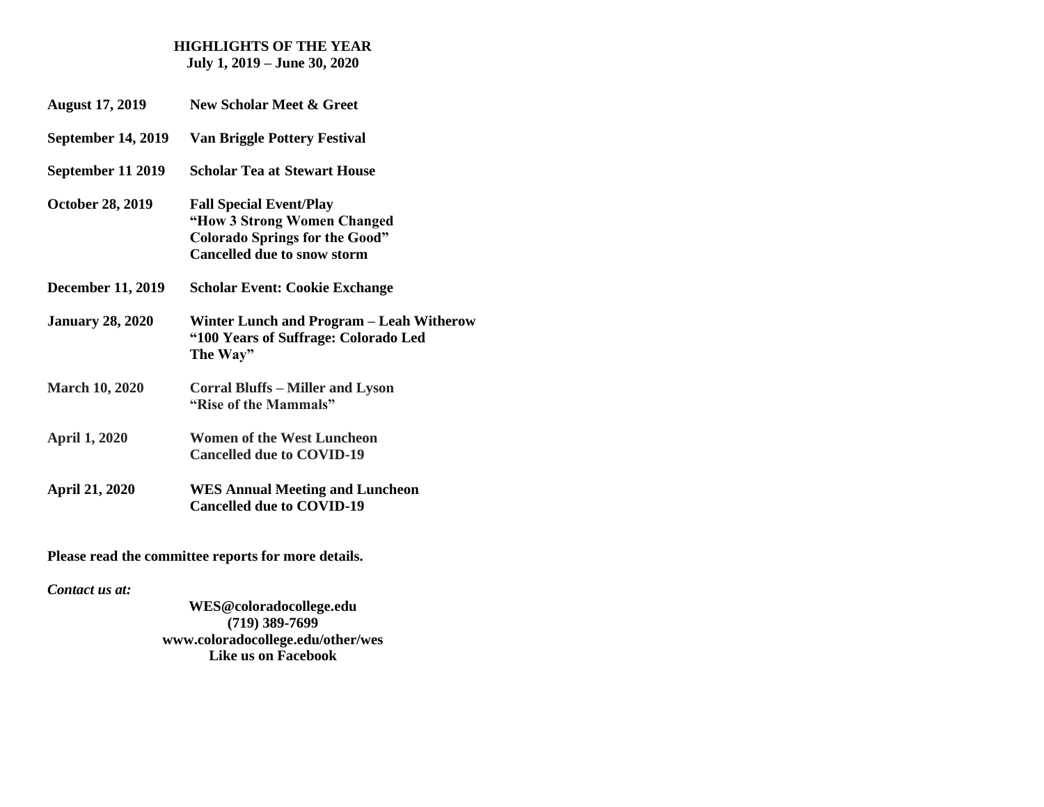# HIGHLIGHTS OF THE YEAR
## July 1, 2019 – June 30, 2020

| | |
|---|---|
| **August 17, 2019** | **New Scholar Meet & Greet** |
| **September 14, 2019** | **Van Briggle Pottery Festival** |
| **September 11 2019** | **Scholar Tea at Stewart House** |
| **October 28, 2019** | **Fall Special Event/Play "How 3 Strong Women Changed Colorado Springs for the Good" Cancelled due to snow storm** |
| **December 11, 2019** | **Scholar Event: Cookie Exchange** |
| **January 28, 2020** | **Winter Lunch and Program – Leah Witherow "100 Years of Suffrage: Colorado Led The Way"** |
| **March 10, 2020** | **Corral Bluffs – Miller and Lyson "Rise of the Mammals"** |
| **April 1, 2020** | **Women of the West Luncheon Cancelled due to COVID-19** |
| **April 21, 2020** | **WES Annual Meeting and Luncheon Cancelled due to COVID-19** |

**Please read the committee reports for more details.**

***Contact us at:***

**WES@coloradocollege.edu**
**(719) 389-7699**
**www.coloradocollege.edu/other/wes**
**Like us on Facebook**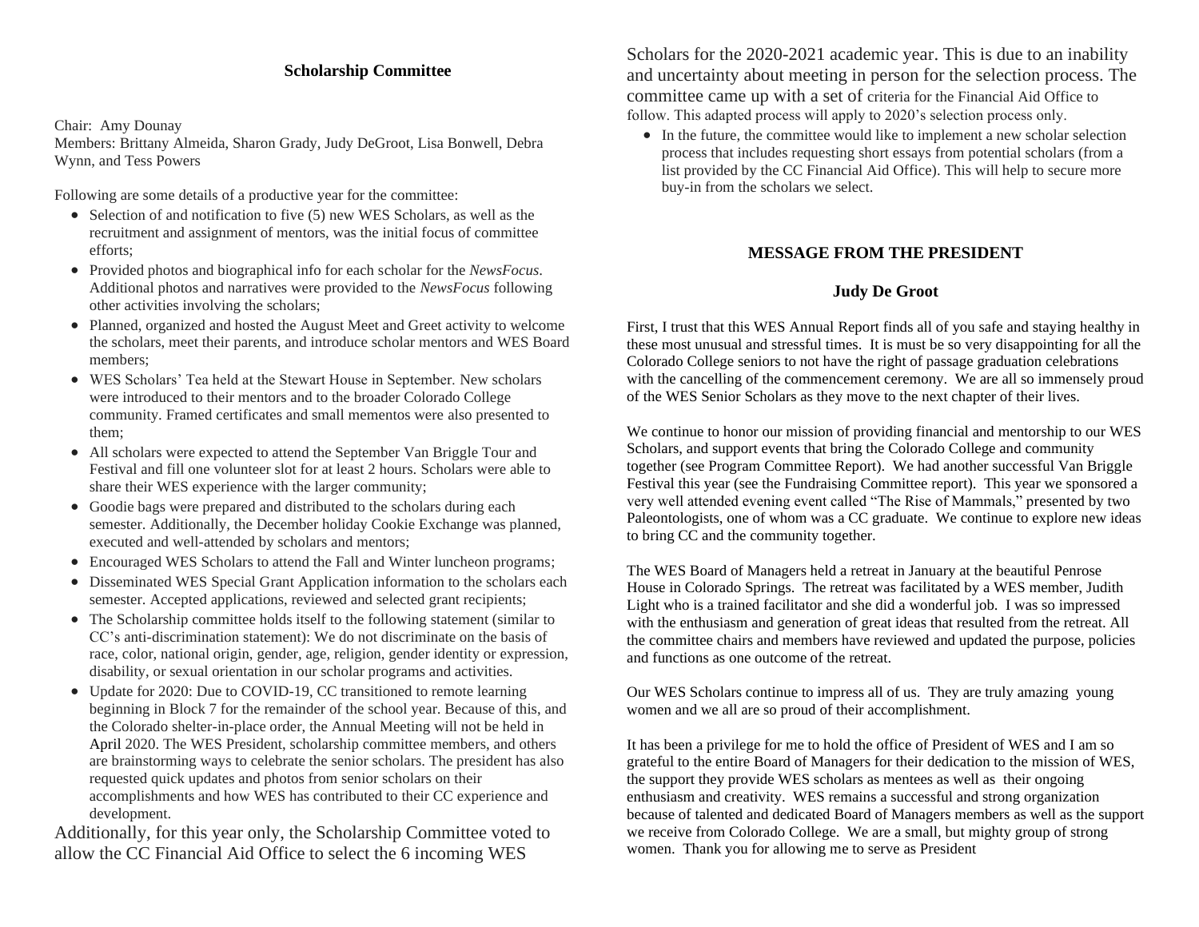## Scholarship Committee

Chair: Amy Dounay
Members: Brittany Almeida, Sharon Grady, Judy DeGroot, Lisa Bonwell, Debra Wynn, and Tess Powers

Following are some details of a productive year for the committee:

- Selection of and notification to five (5) new WES Scholars, as well as the recruitment and assignment of mentors, was the initial focus of committee efforts;
- Provided photos and biographical info for each scholar for the *NewsFocus*. Additional photos and narratives were provided to the *NewsFocus* following other activities involving the scholars;
- Planned, organized and hosted the August Meet and Greet activity to welcome the scholars, meet their parents, and introduce scholar mentors and WES Board members;
- WES Scholars' Tea held at the Stewart House in September. New scholars were introduced to their mentors and to the broader Colorado College community. Framed certificates and small mementos were also presented to them;
- All scholars were expected to attend the September Van Briggle Tour and Festival and fill one volunteer slot for at least 2 hours. Scholars were able to share their WES experience with the larger community;
- Goodie bags were prepared and distributed to the scholars during each semester. Additionally, the December holiday Cookie Exchange was planned, executed and well-attended by scholars and mentors;
- Encouraged WES Scholars to attend the Fall and Winter luncheon programs;
- Disseminated WES Special Grant Application information to the scholars each semester. Accepted applications, reviewed and selected grant recipients;
- The Scholarship committee holds itself to the following statement (similar to CC's anti-discrimination statement): We do not discriminate on the basis of race, color, national origin, gender, age, religion, gender identity or expression, disability, or sexual orientation in our scholar programs and activities.
- Update for 2020: Due to COVID-19, CC transitioned to remote learning beginning in Block 7 for the remainder of the school year. Because of this, and the Colorado shelter-in-place order, the Annual Meeting will not be held in April 2020. The WES President, scholarship committee members, and others are brainstorming ways to celebrate the senior scholars. The president has also requested quick updates and photos from senior scholars on their accomplishments and how WES has contributed to their CC experience and development.

Additionally, for this year only, the Scholarship Committee voted to allow the CC Financial Aid Office to select the 6 incoming WES Scholars for the 2020-2021 academic year. This is due to an inability and uncertainty about meeting in person for the selection process. The committee came up with a set of criteria for the Financial Aid Office to follow. This adapted process will apply to 2020's selection process only.

- In the future, the committee would like to implement a new scholar selection process that includes requesting short essays from potential scholars (from a list provided by the CC Financial Aid Office). This will help to secure more buy-in from the scholars we select.

## MESSAGE FROM THE PRESIDENT

### Judy De Groot

First, I trust that this WES Annual Report finds all of you safe and staying healthy in these most unusual and stressful times. It is must be so very disappointing for all the Colorado College seniors to not have the right of passage graduation celebrations with the cancelling of the commencement ceremony. We are all so immensely proud of the WES Senior Scholars as they move to the next chapter of their lives.

We continue to honor our mission of providing financial and mentorship to our WES Scholars, and support events that bring the Colorado College and community together (see Program Committee Report). We had another successful Van Briggle Festival this year (see the Fundraising Committee report). This year we sponsored a very well attended evening event called "The Rise of Mammals," presented by two Paleontologists, one of whom was a CC graduate. We continue to explore new ideas to bring CC and the community together.

The WES Board of Managers held a retreat in January at the beautiful Penrose House in Colorado Springs. The retreat was facilitated by a WES member, Judith Light who is a trained facilitator and she did a wonderful job. I was so impressed with the enthusiasm and generation of great ideas that resulted from the retreat. All the committee chairs and members have reviewed and updated the purpose, policies and functions as one outcome of the retreat.

Our WES Scholars continue to impress all of us. They are truly amazing young women and we all are so proud of their accomplishment.

It has been a privilege for me to hold the office of President of WES and I am so grateful to the entire Board of Managers for their dedication to the mission of WES, the support they provide WES scholars as mentees as well as their ongoing enthusiasm and creativity. WES remains a successful and strong organization because of talented and dedicated Board of Managers members as well as the support we receive from Colorado College. We are a small, but mighty group of strong women. Thank you for allowing me to serve as President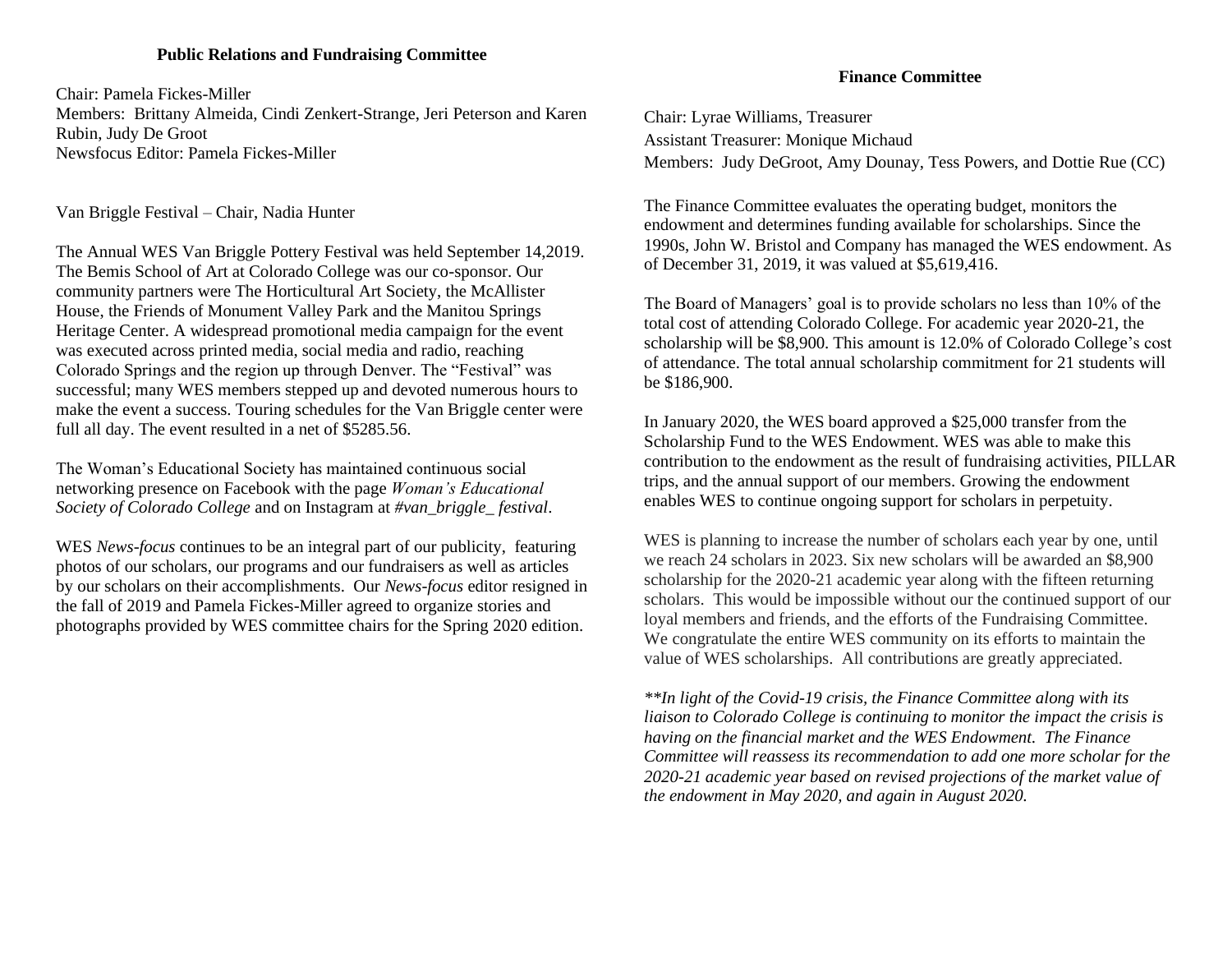## Public Relations and Fundraising Committee

Chair: Pamela Fickes-Miller
Members: Brittany Almeida, Cindi Zenkert-Strange, Jeri Peterson and Karen Rubin, Judy De Groot
Newsfocus Editor: Pamela Fickes-Miller

Van Briggle Festival – Chair, Nadia Hunter

The Annual WES Van Briggle Pottery Festival was held September 14,2019. The Bemis School of Art at Colorado College was our co-sponsor. Our community partners were The Horticultural Art Society, the McAllister House, the Friends of Monument Valley Park and the Manitou Springs Heritage Center. A widespread promotional media campaign for the event was executed across printed media, social media and radio, reaching Colorado Springs and the region up through Denver. The "Festival" was successful; many WES members stepped up and devoted numerous hours to make the event a success. Touring schedules for the Van Briggle center were full all day. The event resulted in a net of $5285.56.

The Woman's Educational Society has maintained continuous social networking presence on Facebook with the page *Woman's Educational Society of Colorado College* and on Instagram at *#van_briggle_ festival*.

WES *News-focus* continues to be an integral part of our publicity, featuring photos of our scholars, our programs and our fundraisers as well as articles by our scholars on their accomplishments. Our *News-focus* editor resigned in the fall of 2019 and Pamela Fickes-Miller agreed to organize stories and photographs provided by WES committee chairs for the Spring 2020 edition.

## Finance Committee

Chair: Lyrae Williams, Treasurer
Assistant Treasurer: Monique Michaud
Members: Judy DeGroot, Amy Dounay, Tess Powers, and Dottie Rue (CC)

The Finance Committee evaluates the operating budget, monitors the endowment and determines funding available for scholarships. Since the 1990s, John W. Bristol and Company has managed the WES endowment. As of December 31, 2019, it was valued at $5,619,416.

The Board of Managers' goal is to provide scholars no less than 10% of the total cost of attending Colorado College. For academic year 2020-21, the scholarship will be $8,900. This amount is 12.0% of Colorado College's cost of attendance. The total annual scholarship commitment for 21 students will be $186,900.

In January 2020, the WES board approved a $25,000 transfer from the Scholarship Fund to the WES Endowment. WES was able to make this contribution to the endowment as the result of fundraising activities, PILLAR trips, and the annual support of our members. Growing the endowment enables WES to continue ongoing support for scholars in perpetuity.

WES is planning to increase the number of scholars each year by one, until we reach 24 scholars in 2023. Six new scholars will be awarded an $8,900 scholarship for the 2020-21 academic year along with the fifteen returning scholars. This would be impossible without our the continued support of our loyal members and friends, and the efforts of the Fundraising Committee. We congratulate the entire WES community on its efforts to maintain the value of WES scholarships. All contributions are greatly appreciated.

*\*\*In light of the Covid-19 crisis, the Finance Committee along with its liaison to Colorado College is continuing to monitor the impact the crisis is having on the financial market and the WES Endowment. The Finance Committee will reassess its recommendation to add one more scholar for the 2020-21 academic year based on revised projections of the market value of the endowment in May 2020, and again in August 2020.*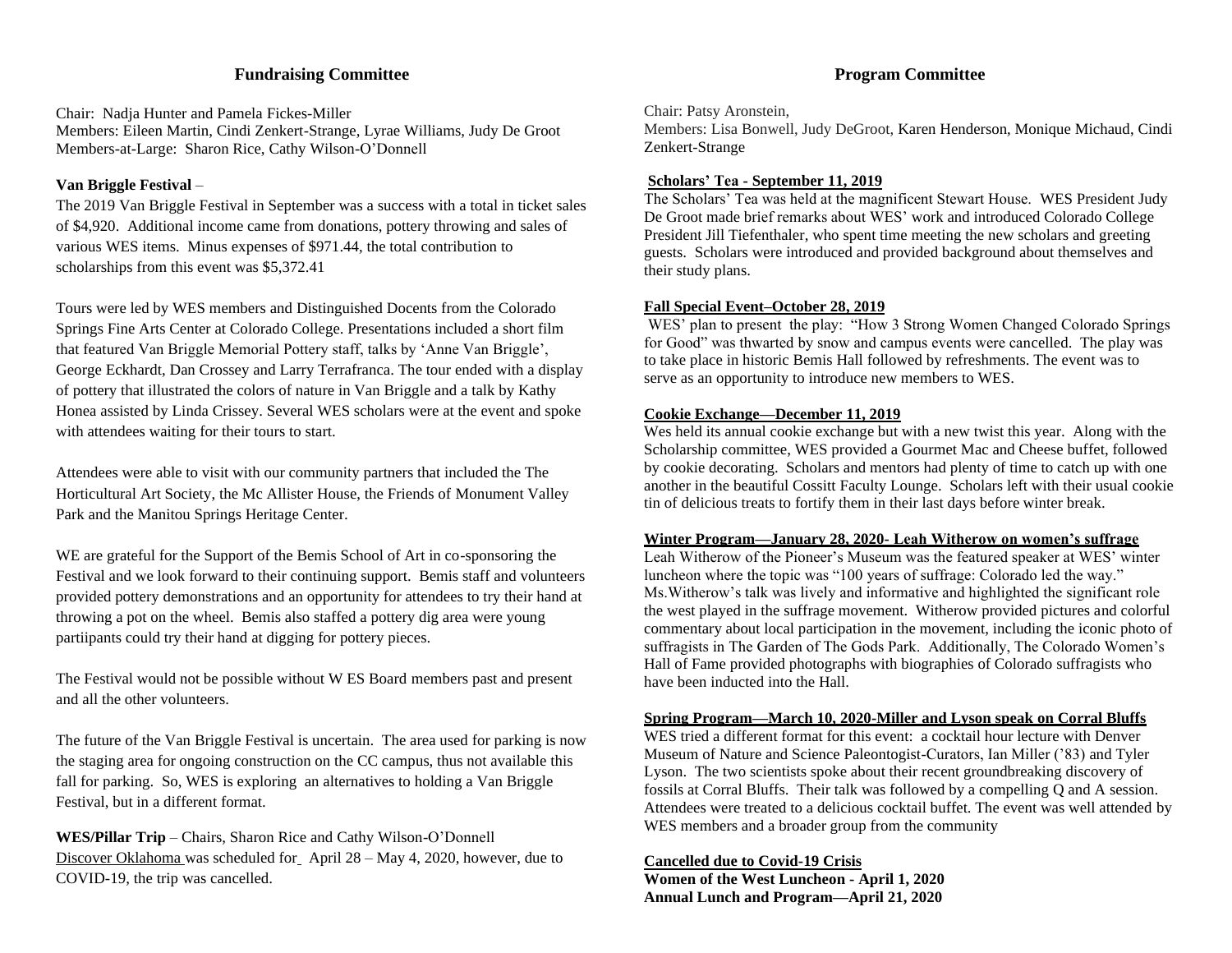## Fundraising Committee

Chair: Nadja Hunter and Pamela Fickes-Miller
Members: Eileen Martin, Cindi Zenkert-Strange, Lyrae Williams, Judy De Groot
Members-at-Large: Sharon Rice, Cathy Wilson-O'Donnell

**Van Briggle Festival** –
The 2019 Van Briggle Festival in September was a success with a total in ticket sales of $4,920. Additional income came from donations, pottery throwing and sales of various WES items. Minus expenses of $971.44, the total contribution to scholarships from this event was $5,372.41

Tours were led by WES members and Distinguished Docents from the Colorado Springs Fine Arts Center at Colorado College. Presentations included a short film that featured Van Briggle Memorial Pottery staff, talks by 'Anne Van Briggle', George Eckhardt, Dan Crossey and Larry Terrafranca. The tour ended with a display of pottery that illustrated the colors of nature in Van Briggle and a talk by Kathy Honea assisted by Linda Crissey. Several WES scholars were at the event and spoke with attendees waiting for their tours to start.

Attendees were able to visit with our community partners that included the The Horticultural Art Society, the Mc Allister House, the Friends of Monument Valley Park and the Manitou Springs Heritage Center.

WE are grateful for the Support of the Bemis School of Art in co-sponsoring the Festival and we look forward to their continuing support. Bemis staff and volunteers provided pottery demonstrations and an opportunity for attendees to try their hand at throwing a pot on the wheel. Bemis also staffed a pottery dig area were young partiipants could try their hand at digging for pottery pieces.

The Festival would not be possible without W ES Board members past and present and all the other volunteers.

The future of the Van Briggle Festival is uncertain. The area used for parking is now the staging area for ongoing construction on the CC campus, thus not available this fall for parking. So, WES is exploring an alternatives to holding a Van Briggle Festival, but in a different format.

**WES/Pillar Trip** – Chairs, Sharon Rice and Cathy Wilson-O'Donnell
Discover Oklahoma was scheduled for April 28 – May 4, 2020, however, due to COVID-19, the trip was cancelled.

## Program Committee

Chair: Patsy Aronstein,
Members: Lisa Bonwell, Judy DeGroot, Karen Henderson, Monique Michaud, Cindi Zenkert-Strange

**Scholars' Tea - September 11, 2019**
The Scholars' Tea was held at the magnificent Stewart House. WES President Judy De Groot made brief remarks about WES' work and introduced Colorado College President Jill Tiefenthaler, who spent time meeting the new scholars and greeting guests. Scholars were introduced and provided background about themselves and their study plans.

**Fall Special Event–October 28, 2019**
WES' plan to present the play: "How 3 Strong Women Changed Colorado Springs for Good" was thwarted by snow and campus events were cancelled. The play was to take place in historic Bemis Hall followed by refreshments. The event was to serve as an opportunity to introduce new members to WES.

**Cookie Exchange—December 11, 2019**
Wes held its annual cookie exchange but with a new twist this year. Along with the Scholarship committee, WES provided a Gourmet Mac and Cheese buffet, followed by cookie decorating. Scholars and mentors had plenty of time to catch up with one another in the beautiful Cossitt Faculty Lounge. Scholars left with their usual cookie tin of delicious treats to fortify them in their last days before winter break.

**Winter Program—January 28, 2020- Leah Witherow on women's suffrage**
Leah Witherow of the Pioneer's Museum was the featured speaker at WES' winter luncheon where the topic was "100 years of suffrage: Colorado led the way." Ms.Witherow's talk was lively and informative and highlighted the significant role the west played in the suffrage movement. Witherow provided pictures and colorful commentary about local participation in the movement, including the iconic photo of suffragists in The Garden of The Gods Park. Additionally, The Colorado Women's Hall of Fame provided photographs with biographies of Colorado suffragists who have been inducted into the Hall.

**Spring Program—March 10, 2020-Miller and Lyson speak on Corral Bluffs**
WES tried a different format for this event: a cocktail hour lecture with Denver Museum of Nature and Science Paleontogist-Curators, Ian Miller ('83) and Tyler Lyson. The two scientists spoke about their recent groundbreaking discovery of fossils at Corral Bluffs. Their talk was followed by a compelling Q and A session. Attendees were treated to a delicious cocktail buffet. The event was well attended by WES members and a broader group from the community

**Cancelled due to Covid-19 Crisis**
**Women of the West Luncheon - April 1, 2020**
**Annual Lunch and Program—April 21, 2020**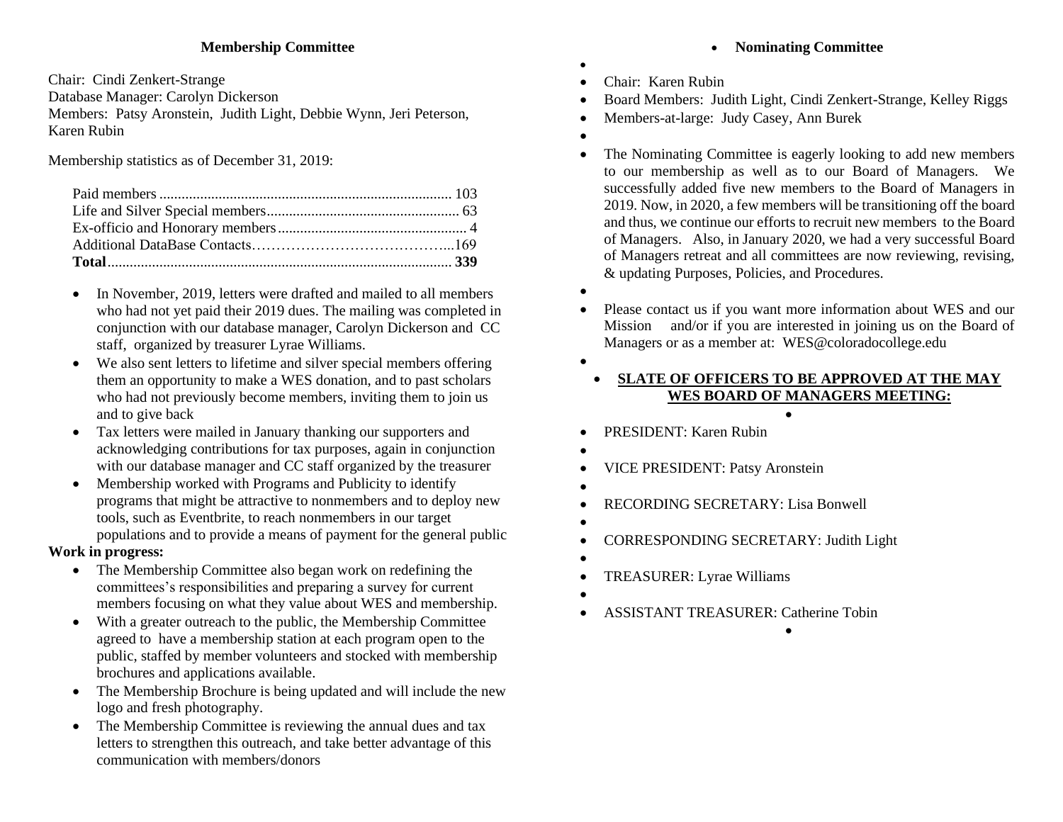## Membership Committee

Chair: Cindi Zenkert-Strange
Database Manager: Carolyn Dickerson
Members: Patsy Aronstein, Judith Light, Debbie Wynn, Jeri Peterson, Karen Rubin

Membership statistics as of December 31, 2019:

| | |
|---|---|
| Paid members | 103 |
| Life and Silver Special members | 63 |
| Ex-officio and Honorary members | 4 |
| Additional DataBase Contacts | 169 |
| **Total** | **339** |

- In November, 2019, letters were drafted and mailed to all members who had not yet paid their 2019 dues. The mailing was completed in conjunction with our database manager, Carolyn Dickerson and CC staff, organized by treasurer Lyrae Williams.
- We also sent letters to lifetime and silver special members offering them an opportunity to make a WES donation, and to past scholars who had not previously become members, inviting them to join us and to give back
- Tax letters were mailed in January thanking our supporters and acknowledging contributions for tax purposes, again in conjunction with our database manager and CC staff organized by the treasurer
- Membership worked with Programs and Publicity to identify programs that might be attractive to nonmembers and to deploy new tools, such as Eventbrite, to reach nonmembers in our target populations and to provide a means of payment for the general public

**Work in progress:**

- The Membership Committee also began work on redefining the committees's responsibilities and preparing a survey for current members focusing on what they value about WES and membership.
- With a greater outreach to the public, the Membership Committee agreed to have a membership station at each program open to the public, staffed by member volunteers and stocked with membership brochures and applications available.
- The Membership Brochure is being updated and will include the new logo and fresh photography.
- The Membership Committee is reviewing the annual dues and tax letters to strengthen this outreach, and take better advantage of this communication with members/donors

## Nominating Committee

- Chair: Karen Rubin
- Board Members: Judith Light, Cindi Zenkert-Strange, Kelley Riggs
- Members-at-large: Judy Casey, Ann Burek
- The Nominating Committee is eagerly looking to add new members to our membership as well as to our Board of Managers. We successfully added five new members to the Board of Managers in 2019. Now, in 2020, a few members will be transitioning off the board and thus, we continue our efforts to recruit new members to the Board of Managers. Also, in January 2020, we had a very successful Board of Managers retreat and all committees are now reviewing, revising, & updating Purposes, Policies, and Procedures.
- Please contact us if you want more information about WES and our Mission and/or if you are interested in joining us on the Board of Managers or as a member at: WES@coloradocollege.edu

**<u>SLATE OF OFFICERS TO BE APPROVED AT THE MAY WES BOARD OF MANAGERS MEETING:</u>**

- PRESIDENT: Karen Rubin
- VICE PRESIDENT: Patsy Aronstein
- RECORDING SECRETARY: Lisa Bonwell
- CORRESPONDING SECRETARY: Judith Light
- TREASURER: Lyrae Williams
- ASSISTANT TREASURER: Catherine Tobin